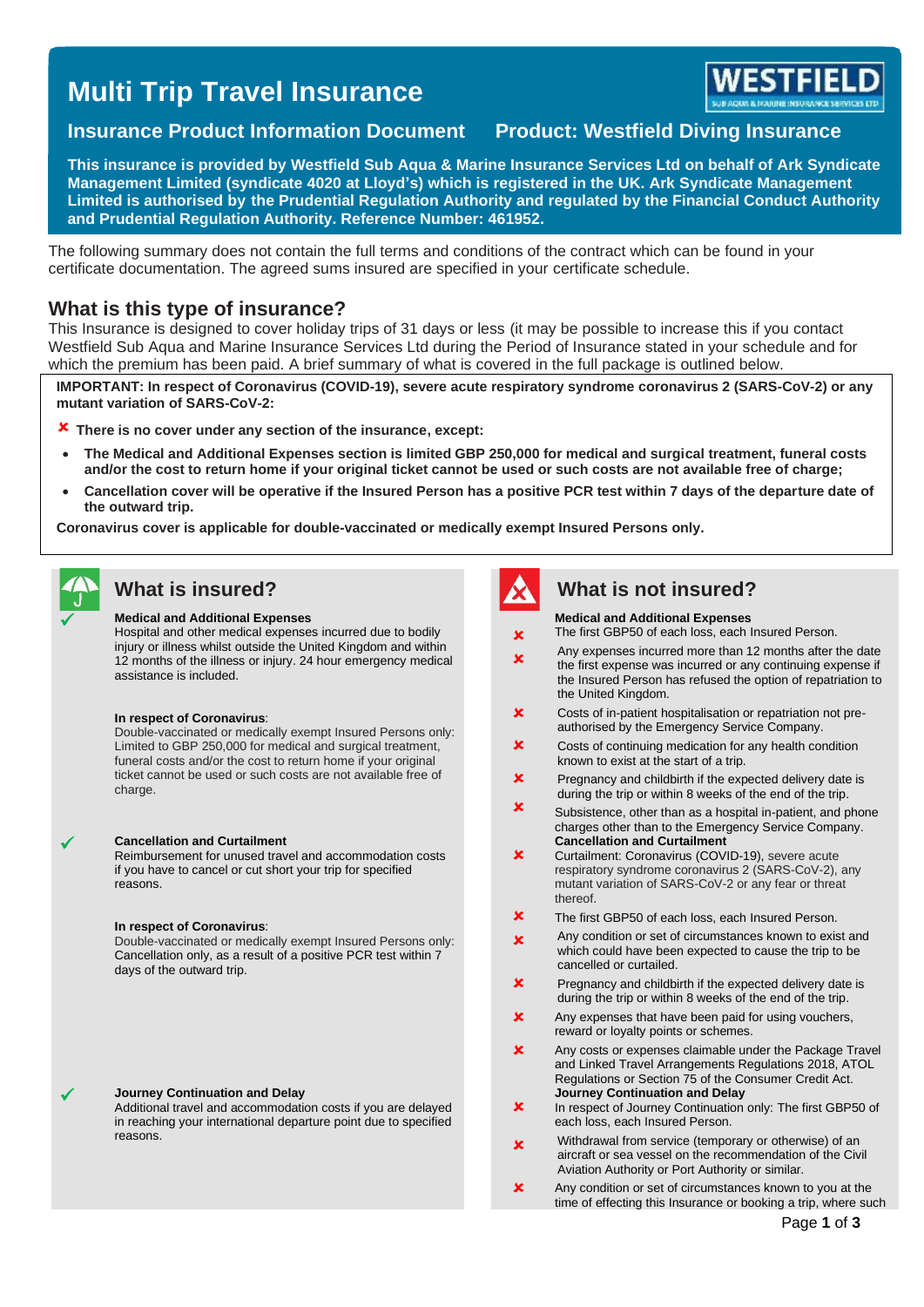# Multi Trip Travel Insurance

## Insurance Product Information Document     Product: Westfield Diving Insurance

**This insurance is provided by Westfield Sub Aqua & Marine Insurance Services Ltd on behalf of Ark Syndicate Management Limited (syndicate 4020 at Lloyd's) which is registered in the UK. Ark Syndicate Management Limited is authorised by the Prudential Regulation Authority and regulated by the Financial Conduct Authority and Prudential Regulation Authority. Reference Number: 461952.**

The following summary does not contain the full terms and conditions of the contract which can be found in your certificate documentation. The agreed sums insured are specified in your certificate schedule.

## What is this type of insurance?

This Insurance is designed to cover holiday trips of 31 days or less (it may be possible to increase this if you contact Westfield Sub Aqua and Marine Insurance Services Ltd during the Period of Insurance stated in your schedule and for which the premium has been paid. A brief summary of what is covered in the full package is outlined below.

**IMPORTANT: In respect of Coronavirus (COVID-19), severe acute respiratory syndrome coronavirus 2 (SARS-CoV-2) or any mutant variation of SARS-CoV-2:**

✘ **There is no cover under any section of the insurance, except:**

- **The Medical and Additional Expenses section is limited GBP 250,000 for medical and surgical treatment, funeral costs and/or the cost to return home if your original ticket cannot be used or such costs are not available free of charge;**
- **Cancellation cover will be operative if the Insured Person has a positive PCR test within 7 days of the departure date of the outward trip.**

**Coronavirus cover is applicable for double-vaccinated or medically exempt Insured Persons only.**

## What is insured?

✔ **Medical and Additional Expenses**
Hospital and other medical expenses incurred due to bodily injury or illness whilst outside the United Kingdom and within 12 months of the illness or injury. 24 hour emergency medical assistance is included.

**In respect of Coronavirus**:
Double-vaccinated or medically exempt Insured Persons only: Limited to GBP 250,000 for medical and surgical treatment, funeral costs and/or the cost to return home if your original ticket cannot be used or such costs are not available free of charge.

✔ **Cancellation and Curtailment**
Reimbursement for unused travel and accommodation costs if you have to cancel or cut short your trip for specified reasons.

**In respect of Coronavirus**:
Double-vaccinated or medically exempt Insured Persons only: Cancellation only, as a result of a positive PCR test within 7 days of the outward trip.

✔ **Journey Continuation and Delay**
Additional travel and accommodation costs if you are delayed in reaching your international departure point due to specified reasons.

## What is not insured?

**Medical and Additional Expenses**

✘ The first GBP50 of each loss, each Insured Person.

✘ Any expenses incurred more than 12 months after the date the first expense was incurred or any continuing expense if the Insured Person has refused the option of repatriation to the United Kingdom.

✘ Costs of in-patient hospitalisation or repatriation not pre-authorised by the Emergency Service Company.

✘ Costs of continuing medication for any health condition known to exist at the start of a trip.

✘ Pregnancy and childbirth if the expected delivery date is during the trip or within 8 weeks of the end of the trip.

✘ Subsistence, other than as a hospital in-patient, and phone charges other than to the Emergency Service Company.

**Cancellation and Curtailment**

✘ Curtailment: Coronavirus (COVID-19), severe acute respiratory syndrome coronavirus 2 (SARS-CoV-2), any mutant variation of SARS-CoV-2 or any fear or threat thereof.

✘ The first GBP50 of each loss, each Insured Person.

✘ Any condition or set of circumstances known to exist and which could have been expected to cause the trip to be cancelled or curtailed.

✘ Pregnancy and childbirth if the expected delivery date is during the trip or within 8 weeks of the end of the trip.

✘ Any expenses that have been paid for using vouchers, reward or loyalty points or schemes.

✘ Any costs or expenses claimable under the Package Travel and Linked Travel Arrangements Regulations 2018, ATOL Regulations or Section 75 of the Consumer Credit Act.

**Journey Continuation and Delay**

✘ In respect of Journey Continuation only: The first GBP50 of each loss, each Insured Person.

✘ Withdrawal from service (temporary or otherwise) of an aircraft or sea vessel on the recommendation of the Civil Aviation Authority or Port Authority or similar.

✘ Any condition or set of circumstances known to you at the time of effecting this Insurance or booking a trip, where such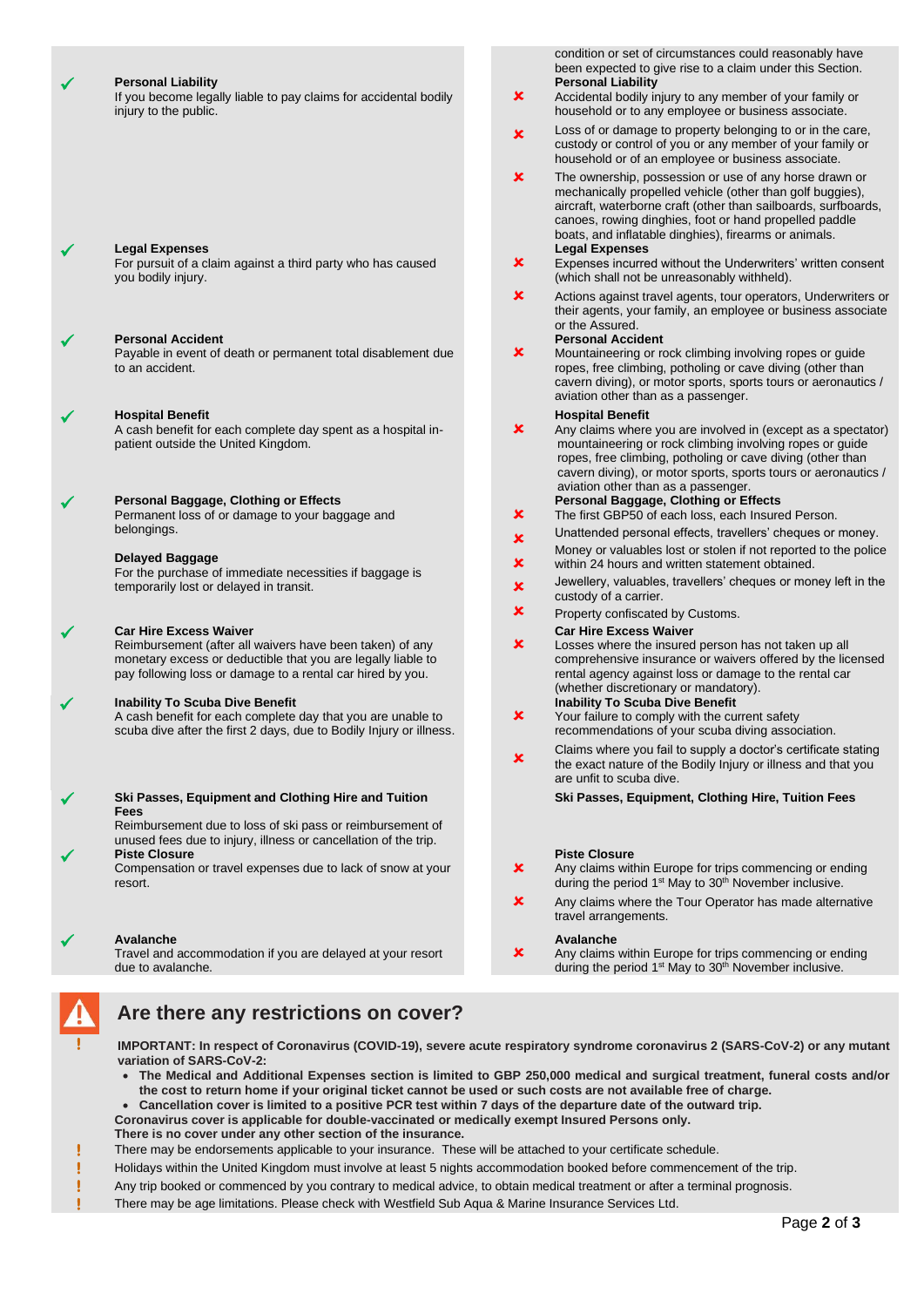| What is insured? | What is not insured? |
| --- | --- |
| | condition or set of circumstances could reasonably have been expected to give rise to a claim under this Section. |
| ✓ **Personal Liability**<br>If you become legally liable to pay claims for accidental bodily injury to the public. | **Personal Liability**<br>✗ Accidental bodily injury to any member of your family or household or to any employee or business associate.<br>✗ Loss of or damage to property belonging to or in the care, custody or control of you or any member of your family or household or of an employee or business associate.<br>✗ The ownership, possession or use of any horse drawn or mechanically propelled vehicle (other than golf buggies), aircraft, waterborne craft (other than sailboards, surfboards, canoes, rowing dinghies, foot or hand propelled paddle boats, and inflatable dinghies), firearms or animals. |
| ✓ **Legal Expenses**<br>For pursuit of a claim against a third party who has caused you bodily injury. | **Legal Expenses**<br>✗ Expenses incurred without the Underwriters' written consent (which shall not be unreasonably withheld).<br>✗ Actions against travel agents, tour operators, Underwriters or their agents, your family, an employee or business associate or the Assured. |
| ✓ **Personal Accident**<br>Payable in event of death or permanent total disablement due to an accident. | **Personal Accident**<br>✗ Mountaineering or rock climbing involving ropes or guide ropes, free climbing, potholing or cave diving (other than cavern diving), or motor sports, sports tours or aeronautics / aviation other than as a passenger. |
| ✓ **Hospital Benefit**<br>A cash benefit for each complete day spent as a hospital in-patient outside the United Kingdom. | **Hospital Benefit**<br>✗ Any claims where you are involved in (except as a spectator) mountaineering or rock climbing involving ropes or guide ropes, free climbing, potholing or cave diving (other than cavern diving), or motor sports, sports tours or aeronautics / aviation other than as a passenger. |
| ✓ **Personal Baggage, Clothing or Effects**<br>Permanent loss of or damage to your baggage and belongings.<br><br>**Delayed Baggage**<br>For the purchase of immediate necessities if baggage is temporarily lost or delayed in transit. | **Personal Baggage, Clothing or Effects**<br>✗ The first GBP50 of each loss, each Insured Person.<br>✗ Unattended personal effects, travellers' cheques or money.<br>✗ Money or valuables lost or stolen if not reported to the police within 24 hours and written statement obtained.<br>✗ Jewellery, valuables, travellers' cheques or money left in the custody of a carrier.<br>✗ Property confiscated by Customs. |
| ✓ **Car Hire Excess Waiver**<br>Reimbursement (after all waivers have been taken) of any monetary excess or deductible that you are legally liable to pay following loss or damage to a rental car hired by you. | **Car Hire Excess Waiver**<br>✗ Losses where the insured person has not taken up all comprehensive insurance or waivers offered by the licensed rental agency against loss or damage to the rental car (whether discretionary or mandatory). |
| ✓ **Inability To Scuba Dive Benefit**<br>A cash benefit for each complete day that you are unable to scuba dive after the first 2 days, due to Bodily Injury or illness. | **Inability To Scuba Dive Benefit**<br>✗ Your failure to comply with the current safety recommendations of your scuba diving association.<br>✗ Claims where you fail to supply a doctor's certificate stating the exact nature of the Bodily Injury or illness and that you are unfit to scuba dive. |
| ✓ **Ski Passes, Equipment and Clothing Hire and Tuition Fees**<br>Reimbursement due to loss of ski pass or reimbursement of unused fees due to injury, illness or cancellation of the trip. | **Ski Passes, Equipment, Clothing Hire, Tuition Fees** |
| ✓ **Piste Closure**<br>Compensation or travel expenses due to lack of snow at your resort. | **Piste Closure**<br>✗ Any claims within Europe for trips commencing or ending during the period 1st May to 30th November inclusive.<br>✗ Any claims where the Tour Operator has made alternative travel arrangements. |
| ✓ **Avalanche**<br>Travel and accommodation if you are delayed at your resort due to avalanche. | **Avalanche**<br>✗ Any claims within Europe for trips commencing or ending during the period 1st May to 30th November inclusive. |

## Are there any restrictions on cover?

! **IMPORTANT: In respect of Coronavirus (COVID-19), severe acute respiratory syndrome coronavirus 2 (SARS-CoV-2) or any mutant variation of SARS-CoV-2:**

- **The Medical and Additional Expenses section is limited to GBP 250,000 medical and surgical treatment, funeral costs and/or the cost to return home if your original ticket cannot be used or such costs are not available free of charge.**
- **Cancellation cover is limited to a positive PCR test within 7 days of the departure date of the outward trip.**

**Coronavirus cover is applicable for double-vaccinated or medically exempt Insured Persons only.**
**There is no cover under any other section of the insurance.**

! There may be endorsements applicable to your insurance. These will be attached to your certificate schedule.

! Holidays within the United Kingdom must involve at least 5 nights accommodation booked before commencement of the trip.

! Any trip booked or commenced by you contrary to medical advice, to obtain medical treatment or after a terminal prognosis.

! There may be age limitations. Please check with Westfield Sub Aqua & Marine Insurance Services Ltd.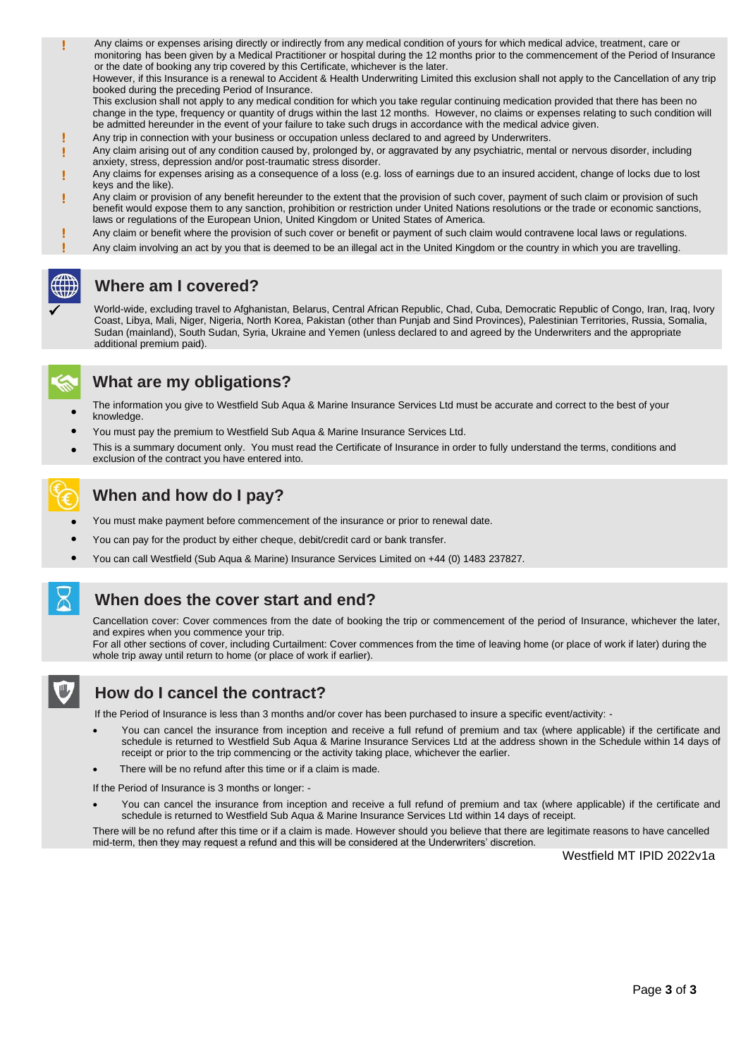- ! Any claims or expenses arising directly or indirectly from any medical condition of yours for which medical advice, treatment, care or monitoring has been given by a Medical Practitioner or hospital during the 12 months prior to the commencement of the Period of Insurance or the date of booking any trip covered by this Certificate, whichever is the later.
  However, if this Insurance is a renewal to Accident & Health Underwriting Limited this exclusion shall not apply to the Cancellation of any trip booked during the preceding Period of Insurance.
  This exclusion shall not apply to any medical condition for which you take regular continuing medication provided that there has been no change in the type, frequency or quantity of drugs within the last 12 months. However, no claims or expenses relating to such condition will be admitted hereunder in the event of your failure to take such drugs in accordance with the medical advice given.
- ! Any trip in connection with your business or occupation unless declared to and agreed by Underwriters.
- ! Any claim arising out of any condition caused by, prolonged by, or aggravated by any psychiatric, mental or nervous disorder, including anxiety, stress, depression and/or post-traumatic stress disorder.
- ! Any claims for expenses arising as a consequence of a loss (e.g. loss of earnings due to an insured accident, change of locks due to lost keys and the like).
- ! Any claim or provision of any benefit hereunder to the extent that the provision of such cover, payment of such claim or provision of such benefit would expose them to any sanction, prohibition or restriction under United Nations resolutions or the trade or economic sanctions, laws or regulations of the European Union, United Kingdom or United States of America.
- ! Any claim or benefit where the provision of such cover or benefit or payment of such claim would contravene local laws or regulations.
- ! Any claim involving an act by you that is deemed to be an illegal act in the United Kingdom or the country in which you are travelling.

## Where am I covered?

✔ World-wide, excluding travel to Afghanistan, Belarus, Central African Republic, Chad, Cuba, Democratic Republic of Congo, Iran, Iraq, Ivory Coast, Libya, Mali, Niger, Nigeria, North Korea, Pakistan (other than Punjab and Sind Provinces), Palestinian Territories, Russia, Somalia, Sudan (mainland), South Sudan, Syria, Ukraine and Yemen (unless declared to and agreed by the Underwriters and the appropriate additional premium paid).

## What are my obligations?

- The information you give to Westfield Sub Aqua & Marine Insurance Services Ltd must be accurate and correct to the best of your knowledge.
- You must pay the premium to Westfield Sub Aqua & Marine Insurance Services Ltd.
- This is a summary document only. You must read the Certificate of Insurance in order to fully understand the terms, conditions and exclusion of the contract you have entered into.

## When and how do I pay?

- You must make payment before commencement of the insurance or prior to renewal date.
- You can pay for the product by either cheque, debit/credit card or bank transfer.
- You can call Westfield (Sub Aqua & Marine) Insurance Services Limited on +44 (0) 1483 237827.

## When does the cover start and end?

Cancellation cover: Cover commences from the date of booking the trip or commencement of the period of Insurance, whichever the later, and expires when you commence your trip.
For all other sections of cover, including Curtailment: Cover commences from the time of leaving home (or place of work if later) during the whole trip away until return to home (or place of work if earlier).

## How do I cancel the contract?

If the Period of Insurance is less than 3 months and/or cover has been purchased to insure a specific event/activity: -

- You can cancel the insurance from inception and receive a full refund of premium and tax (where applicable) if the certificate and schedule is returned to Westfield Sub Aqua & Marine Insurance Services Ltd at the address shown in the Schedule within 14 days of receipt or prior to the trip commencing or the activity taking place, whichever the earlier.
- There will be no refund after this time or if a claim is made.

If the Period of Insurance is 3 months or longer: -

- You can cancel the insurance from inception and receive a full refund of premium and tax (where applicable) if the certificate and schedule is returned to Westfield Sub Aqua & Marine Insurance Services Ltd within 14 days of receipt.

There will be no refund after this time or if a claim is made. However should you believe that there are legitimate reasons to have cancelled mid-term, then they may request a refund and this will be considered at the Underwriters' discretion.

Westfield MT IPID 2022v1a